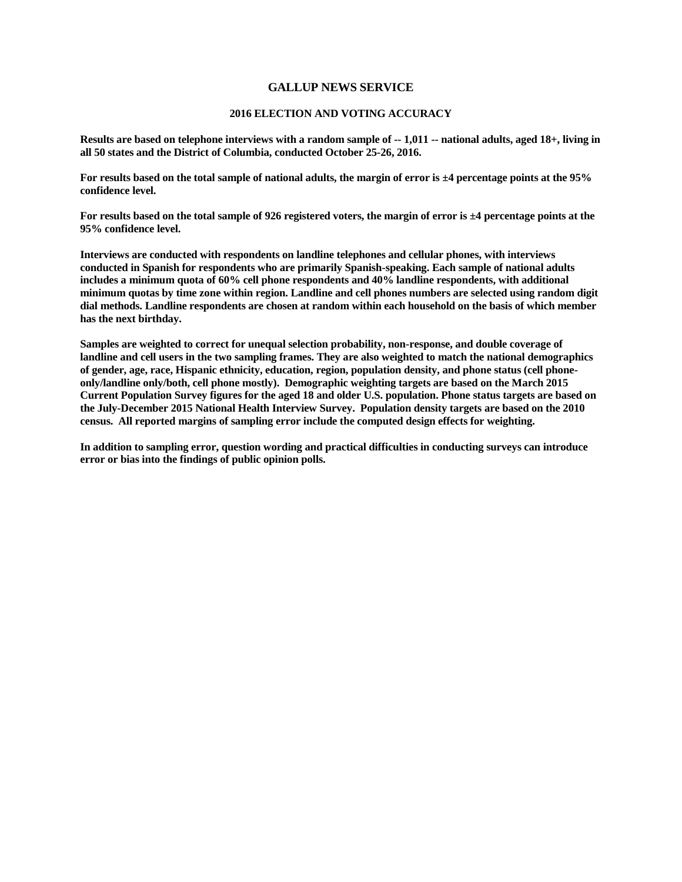# GALLUP NEWS SERVICE

## 2016 ELECTION AND VOTING ACCURACY

**Results are based on telephone interviews with a random sample of -- 1,011 -- national adults, aged 18+, living in all 50 states and the District of Columbia, conducted October 25-26, 2016.**

**For results based on the total sample of national adults, the margin of error is ±4 percentage points at the 95% confidence level.**

**For results based on the total sample of 926 registered voters, the margin of error is ±4 percentage points at the 95% confidence level.**

**Interviews are conducted with respondents on landline telephones and cellular phones, with interviews conducted in Spanish for respondents who are primarily Spanish-speaking. Each sample of national adults includes a minimum quota of 60% cell phone respondents and 40% landline respondents, with additional minimum quotas by time zone within region. Landline and cell phones numbers are selected using random digit dial methods. Landline respondents are chosen at random within each household on the basis of which member has the next birthday.**

**Samples are weighted to correct for unequal selection probability, non-response, and double coverage of landline and cell users in the two sampling frames. They are also weighted to match the national demographics of gender, age, race, Hispanic ethnicity, education, region, population density, and phone status (cell phone-only/landline only/both, cell phone mostly). Demographic weighting targets are based on the March 2015 Current Population Survey figures for the aged 18 and older U.S. population. Phone status targets are based on the July-December 2015 National Health Interview Survey. Population density targets are based on the 2010 census. All reported margins of sampling error include the computed design effects for weighting.**

**In addition to sampling error, question wording and practical difficulties in conducting surveys can introduce error or bias into the findings of public opinion polls.**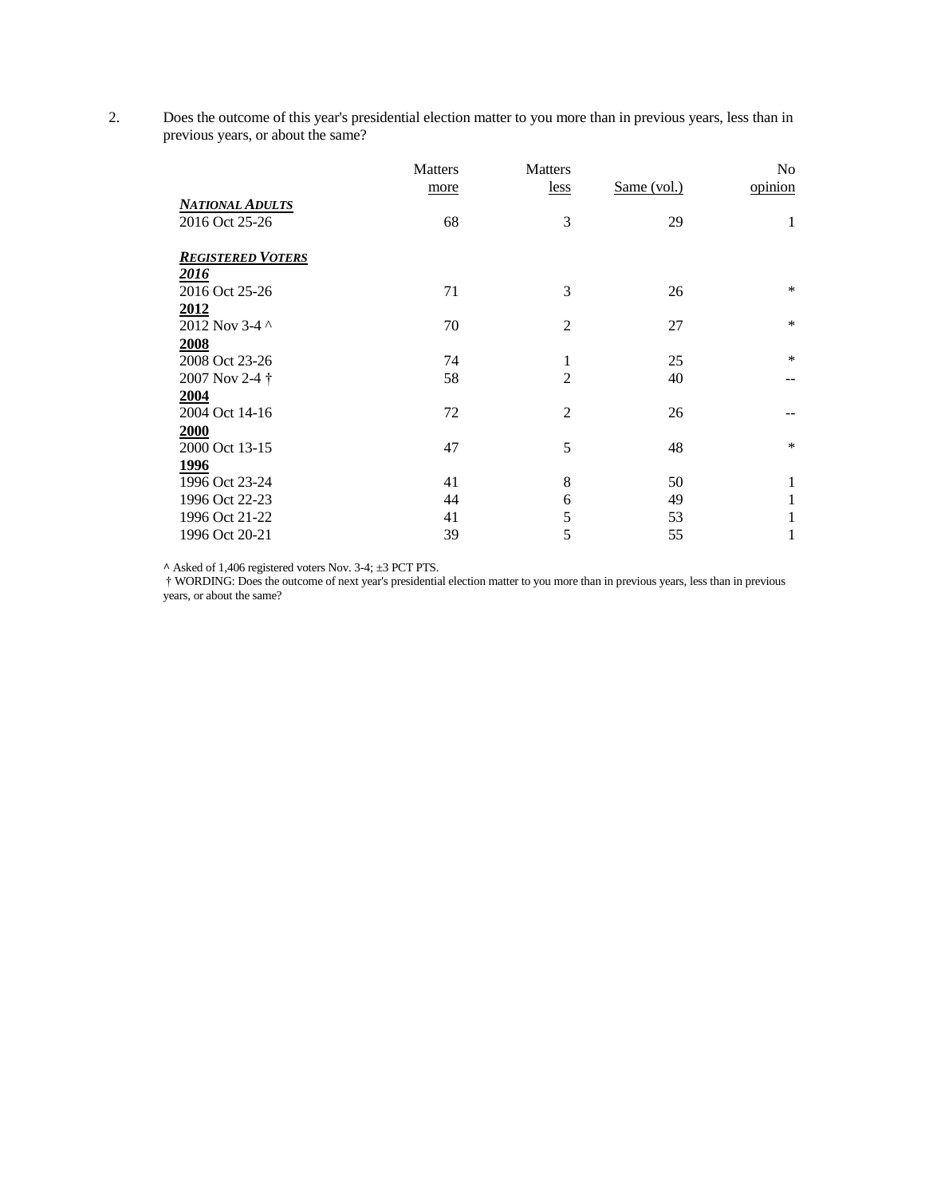2. Does the outcome of this year's presidential election matter to you more than in previous years, less than in previous years, or about the same?

| | Matters more | Matters less | Same (vol.) | No opinion |
|---|---|---|---|---|
| ***NATIONAL ADULTS*** | | | | |
| 2016 Oct 25-26 | 68 | 3 | 29 | 1 |
| ***REGISTERED VOTERS*** | | | | |
| ***2016*** | | | | |
| 2016 Oct 25-26 | 71 | 3 | 26 | * |
| **2012** | | | | |
| 2012 Nov 3-4 ^ | 70 | 2 | 27 | * |
| **2008** | | | | |
| 2008 Oct 23-26 | 74 | 1 | 25 | * |
| 2007 Nov 2-4 † | 58 | 2 | 40 | -- |
| **2004** | | | | |
| 2004 Oct 14-16 | 72 | 2 | 26 | -- |
| **2000** | | | | |
| 2000 Oct 13-15 | 47 | 5 | 48 | * |
| **1996** | | | | |
| 1996 Oct 23-24 | 41 | 8 | 50 | 1 |
| 1996 Oct 22-23 | 44 | 6 | 49 | 1 |
| 1996 Oct 21-22 | 41 | 5 | 53 | 1 |
| 1996 Oct 20-21 | 39 | 5 | 55 | 1 |

^ Asked of 1,406 registered voters Nov. 3-4; ±3 PCT PTS.

† WORDING: Does the outcome of next year's presidential election matter to you more than in previous years, less than in previous years, or about the same?